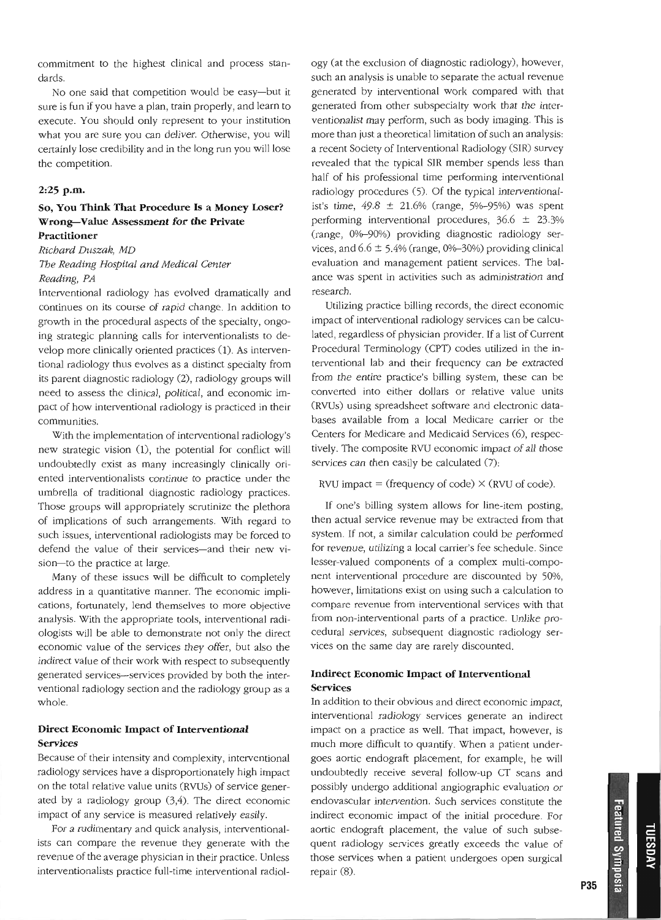commitment to the highest clinical and process standards.

No one said that competition would be easy—but it sure is fun if you have a plan, train properly, and learn to execute. You should only represent to your institution what you are sure you can *deliver*. Otherwise, you will certainly lose credibility and in the long run you will lose the competition.

## 2:25 p.m.

## So, You Think That Procedure Is a Money Loser? Wrong—Value Assessment for the Private Practitioner

*Richard Duszak, MD*
*The Reading Hospital and Medical Center*
*Reading, PA*

Interventional radiology has evolved dramatically and continues on its course of rapid change. In addition to growth in the procedural aspects of the specialty, ongoing strategic planning calls for interventionalists to develop more clinically oriented practices (1). As interventional radiology thus evolves as a distinct specialty from its parent diagnostic radiology (2), radiology groups will need to assess the clinical, political, and economic impact of how interventional radiology is practiced in their communities.

With the implementation of interventional radiology's new strategic vision (1), the potential for conflict will undoubtedly exist as many increasingly clinically oriented interventionalists continue to practice under the umbrella of traditional diagnostic radiology practices. Those groups will appropriately scrutinize the plethora of implications of such arrangements. With regard to such issues, interventional radiologists may be forced to defend the value of their services—and their new vision—to the practice at large.

Many of these issues will be difficult to completely address in a quantitative manner. The economic implications, fortunately, lend themselves to more objective analysis. With the appropriate tools, interventional radiologists will be able to demonstrate not only the direct economic value of the services they offer, but also the indirect value of their work with respect to subsequently generated services—services provided by both the interventional radiology section and the radiology group as a whole.

### Direct Economic Impact of Interventional Services

Because of their intensity and complexity, interventional radiology services have a disproportionately high impact on the total relative value units (RVUs) of service generated by a radiology group (3,4). The direct economic impact of any service is measured relatively easily.

For a rudimentary and quick analysis, interventionalists can compare the revenue they generate with the revenue of the average physician in their practice. Unless interventionalists practice full-time interventional radiology (at the exclusion of diagnostic radiology), however, such an analysis is unable to separate the actual revenue generated by interventional work compared with that generated from other subspecialty work that the interventionalist may perform, such as body imaging. This is more than just a theoretical limitation of such an analysis: a recent Society of Interventional Radiology (SIR) survey revealed that the typical SIR member spends less than half of his professional time performing interventional radiology procedures (5). Of the typical interventionalist's time, 49.8 ± 21.6% (range, 5%–95%) was spent performing interventional procedures, 36.6 ± 23.3% (range, 0%–90%) providing diagnostic radiology services, and 6.6 ± 5.4% (range, 0%–30%) providing clinical evaluation and management patient services. The balance was spent in activities such as administration and research.

Utilizing practice billing records, the direct economic impact of interventional radiology services can be calculated, regardless of physician provider. If a list of Current Procedural Terminology (CPT) codes utilized in the interventional lab and their frequency can be extracted from the entire practice's billing system, these can be converted into either dollars or relative value units (RVUs) using spreadsheet software and electronic databases available from a local Medicare carrier or the Centers for Medicare and Medicaid Services (6), respectively. The composite RVU economic impact of all those services can then easily be calculated (7):

$$\text{RVU impact} = (\text{frequency of code}) \times (\text{RVU of code}).$$

If one's billing system allows for line-item posting, then actual service revenue may be extracted from that system. If not, a similar calculation could be performed for revenue, utilizing a local carrier's fee schedule. Since lesser-valued components of a complex multi-component interventional procedure are discounted by 50%, however, limitations exist on using such a calculation to compare revenue from interventional services with that from non-interventional parts of a practice. Unlike procedural services, subsequent diagnostic radiology services on the same day are rarely discounted.

### Indirect Economic Impact of Interventional Services

In addition to their obvious and direct economic impact, interventional radiology services generate an indirect impact on a practice as well. That impact, however, is much more difficult to quantify. When a patient undergoes aortic endograft placement, for example, he will undoubtedly receive several follow-up CT scans and possibly undergo additional angiographic evaluation or endovascular intervention. Such services constitute the indirect economic impact of the initial procedure. For aortic endograft placement, the value of such subsequent radiology services greatly exceeds the value of those services when a patient undergoes open surgical repair (8).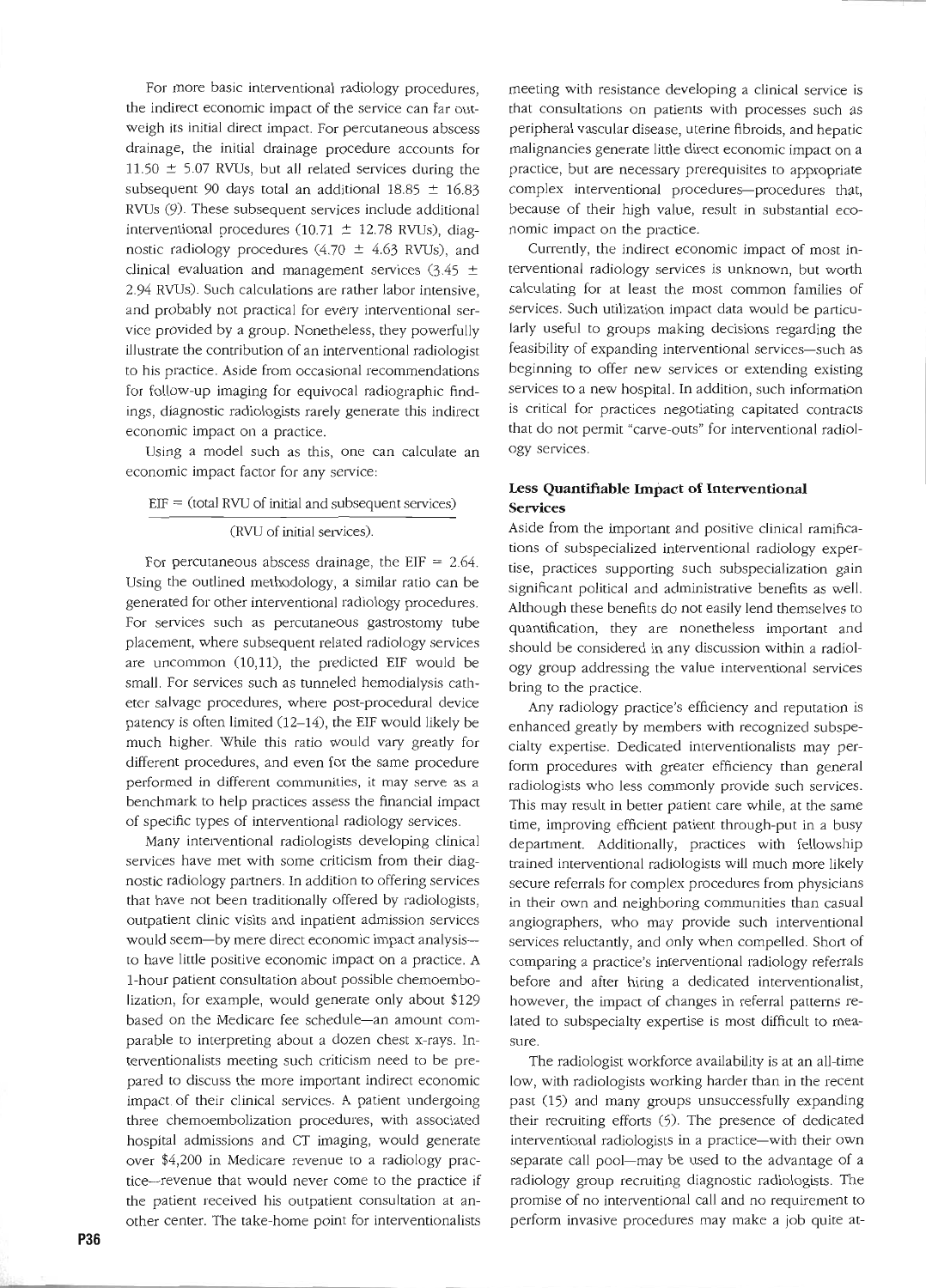For more basic interventional radiology procedures, the indirect economic impact of the service can far outweigh its initial direct impact. For percutaneous abscess drainage, the initial drainage procedure accounts for $11.50 \pm 5.07$ RVUs, but all related services during the subsequent 90 days total an additional $18.85 \pm 16.83$ RVUs (9). These subsequent services include additional interventional procedures ($10.71 \pm 12.78$ RVUs), diagnostic radiology procedures ($4.70 \pm 4.63$ RVUs), and clinical evaluation and management services ($3.45 \pm 2.94$ RVUs). Such calculations are rather labor intensive, and probably not practical for every interventional service provided by a group. Nonetheless, they powerfully illustrate the contribution of an interventional radiologist to his practice. Aside from occasional recommendations for follow-up imaging for equivocal radiographic findings, diagnostic radiologists rarely generate this indirect economic impact on a practice.

Using a model such as this, one can calculate an economic impact factor for any service:

$$\text{EIF} = \frac{\text{(total RVU of initial and subsequent services)}}{\text{(RVU of initial services)}}.$$

For percutaneous abscess drainage, the EIF = 2.64. Using the outlined methodology, a similar ratio can be generated for other interventional radiology procedures. For services such as percutaneous gastrostomy tube placement, where subsequent related radiology services are uncommon (10,11), the predicted EIF would be small. For services such as tunneled hemodialysis catheter salvage procedures, where post-procedural device patency is often limited (12–14), the EIF would likely be much higher. While this ratio would vary greatly for different procedures, and even for the same procedure performed in different communities, it may serve as a benchmark to help practices assess the financial impact of specific types of interventional radiology services.

Many interventional radiologists developing clinical services have met with some criticism from their diagnostic radiology partners. In addition to offering services that have not been traditionally offered by radiologists, outpatient clinic visits and inpatient admission services would seem—by mere direct economic impact analysis—to have little positive economic impact on a practice. A 1-hour patient consultation about possible chemoembolization, for example, would generate only about \$129 based on the Medicare fee schedule—an amount comparable to interpreting about a dozen chest x-rays. Interventionalists meeting such criticism need to be prepared to discuss the more important indirect economic impact of their clinical services. A patient undergoing three chemoembolization procedures, with associated hospital admissions and CT imaging, would generate over \$4,200 in Medicare revenue to a radiology practice—revenue that would never come to the practice if the patient received his outpatient consultation at another center. The take-home point for interventionalists meeting with resistance developing a clinical service is that consultations on patients with processes such as peripheral vascular disease, uterine fibroids, and hepatic malignancies generate little direct economic impact on a practice, but are necessary prerequisites to appropriate complex interventional procedures—procedures that, because of their high value, result in substantial economic impact on the practice.

Currently, the indirect economic impact of most interventional radiology services is unknown, but worth calculating for at least the most common families of services. Such utilization impact data would be particularly useful to groups making decisions regarding the feasibility of expanding interventional services—such as beginning to offer new services or extending existing services to a new hospital. In addition, such information is critical for practices negotiating capitated contracts that do not permit "carve-outs" for interventional radiology services.

### Less Quantifiable Impact of Interventional Services

Aside from the important and positive clinical ramifications of subspecialized interventional radiology expertise, practices supporting such subspecialization gain significant political and administrative benefits as well. Although these benefits do not easily lend themselves to quantification, they are nonetheless important and should be considered in any discussion within a radiology group addressing the value interventional services bring to the practice.

Any radiology practice's efficiency and reputation is enhanced greatly by members with recognized subspecialty expertise. Dedicated interventionalists may perform procedures with greater efficiency than general radiologists who less commonly provide such services. This may result in better patient care while, at the same time, improving efficient patient through-put in a busy department. Additionally, practices with fellowship trained interventional radiologists will much more likely secure referrals for complex procedures from physicians in their own and neighboring communities than casual angiographers, who may provide such interventional services reluctantly, and only when compelled. Short of comparing a practice's interventional radiology referrals before and after hiring a dedicated interventionalist, however, the impact of changes in referral patterns related to subspecialty expertise is most difficult to measure.

The radiologist workforce availability is at an all-time low, with radiologists working harder than in the recent past (15) and many groups unsuccessfully expanding their recruiting efforts (5). The presence of dedicated interventional radiologists in a practice—with their own separate call pool—may be used to the advantage of a radiology group recruiting diagnostic radiologists. The promise of no interventional call and no requirement to perform invasive procedures may make a job quite at-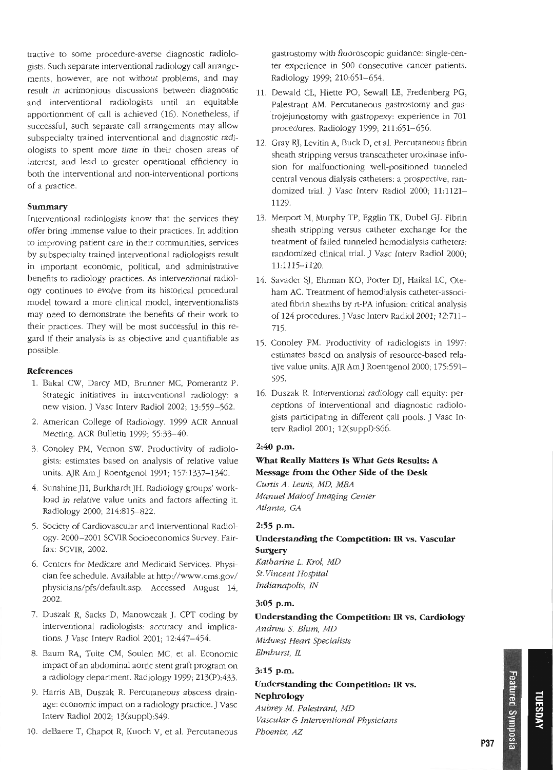tractive to some procedure-averse diagnostic radiologists. Such separate interventional radiology call arrangements, however, are not *without* problems, and may result in acrimonious discussions between diagnostic and interventional radiologists until an equitable apportionment of call is achieved (16). Nonetheless, if successful, such separate call arrangements may allow subspecialty trained interventional and diagnostic radiologists to spent more time in their chosen areas of interest, and lead to greater operational efficiency in both the interventional and non-interventional portions of a practice.

### Summary

Interventional radiologists know that the services they offer bring immense value to their practices. In addition to improving patient care in their communities, services by subspecialty trained interventional radiologists result in important economic, political, and administrative benefits to radiology practices. As interventional radiology continues to evolve from its historical procedural model toward a more clinical model, interventionalists may need to demonstrate the benefits of their work to their practices. They will be most successful in this regard if their analysis is as objective and quantifiable as possible.

### References

1. Bakal CW, Darcy MD, Brunner MC, Pomerantz P. Strategic initiatives in interventional radiology: a new vision. J Vasc Interv Radiol 2002; 13:559–562.
2. American College of Radiology. 1999 ACR Annual Meeting. ACR Bulletin 1999; 55:33–40.
3. Conoley PM, Vernon SW. Productivity of radiologists: estimates based on analysis of relative value units. AJR Am J Roentgenol 1991; 157:1337–1340.
4. Sunshine JH, Burkhardt JH. Radiology groups' workload in relative value units and factors affecting it. Radiology 2000; 214:815–822.
5. Society of Cardiovascular and Interventional Radiology. 2000–2001 SCVIR Socioeconomics Survey. Fairfax: SCVIR, 2002.
6. Centers for Medicare and Medicaid Services. Physician fee schedule. Available at http://www.cms.gov/physicians/pfs/default.asp. Accessed August 14, 2002.
7. Duszak R, Sacks D, Manowczak J. CPT coding by interventional radiologists: accuracy and implications. J Vasc Interv Radiol 2001; 12:447–454.
8. Baum RA, Tuite CM, Soulen MC, et al. Economic impact of an abdominal aortic stent graft program on a radiology department. Radiology 1999; 213(P):433.
9. Harris AB, Duszak R. Percutaneous abscess drainage: economic impact on a radiology practice. J Vasc Interv Radiol 2002; 13(suppl):S49.
10. deBaere T, Chapot R, Kuoch V, et al. Percutaneous gastrostomy with fluoroscopic guidance: single-center experience in 500 consecutive cancer patients. Radiology 1999; 210:651–654.
11. Dewald CL, Hiette PO, Sewall LE, Fredenberg PG, Palestrant AM. Percutaneous gastrostomy and gastrojejunostomy with gastropexy: experience in 701 procedures. Radiology 1999; 211:651–656.
12. Gray RJ, Levitin A, Buck D, et al. Percutaneous fibrin sheath stripping versus transcatheter urokinase infusion for malfunctioning well-positioned tunneled central venous dialysis catheters: a prospective, randomized trial. J Vasc Interv Radiol 2000; 11:1121–1129.
13. Merport M, Murphy TP, Egglin TK, Dubel GJ. Fibrin sheath stripping versus catheter exchange for the treatment of failed tunneled hemodialysis catheters: randomized clinical trial. J Vasc Interv Radiol 2000; 11:1115–1120.
14. Savader SJ, Ehrman KO, Porter DJ, Haikal LC, Oteham AC. Treatment of hemodialysis catheter-associated fibrin sheaths by rt-PA infusion: critical analysis of 124 procedures. J Vasc Interv Radiol 2001; 12:711–715.
15. Conoley PM. Productivity of radiologists in 1997: estimates based on analysis of resource-based relative value units. AJR Am J Roentgenol 2000; 175:591–595.
16. Duszak R. Interventional radiology call equity: perceptions of interventional and diagnostic radiologists participating in different call pools. J Vasc Interv Radiol 2001; 12(suppl):S66.

**2:40 p.m.**

**What Really Matters Is What Gets Results: A Message from the Other Side of the Desk**
*Curtis A. Lewis, MD, MBA*
*Manuel Maloof Imaging Center*
*Atlanta, GA*

**2:55 p.m.**

**Understanding the Competition: IR vs. Vascular Surgery**
*Katharine L. Krol, MD*
*St. Vincent Hospital*
*Indianapolis, IN*

**3:05 p.m.**

**Understanding the Competition: IR vs. Cardiology**
*Andrew S. Blum, MD*
*Midwest Heart Specialists*
*Elmhurst, IL*

**3:15 p.m.**

**Understanding the Competition: IR vs. Nephrology**
*Aubrey M. Palestrant, MD*
*Vascular & Interventional Physicians*
*Phoenix, AZ*